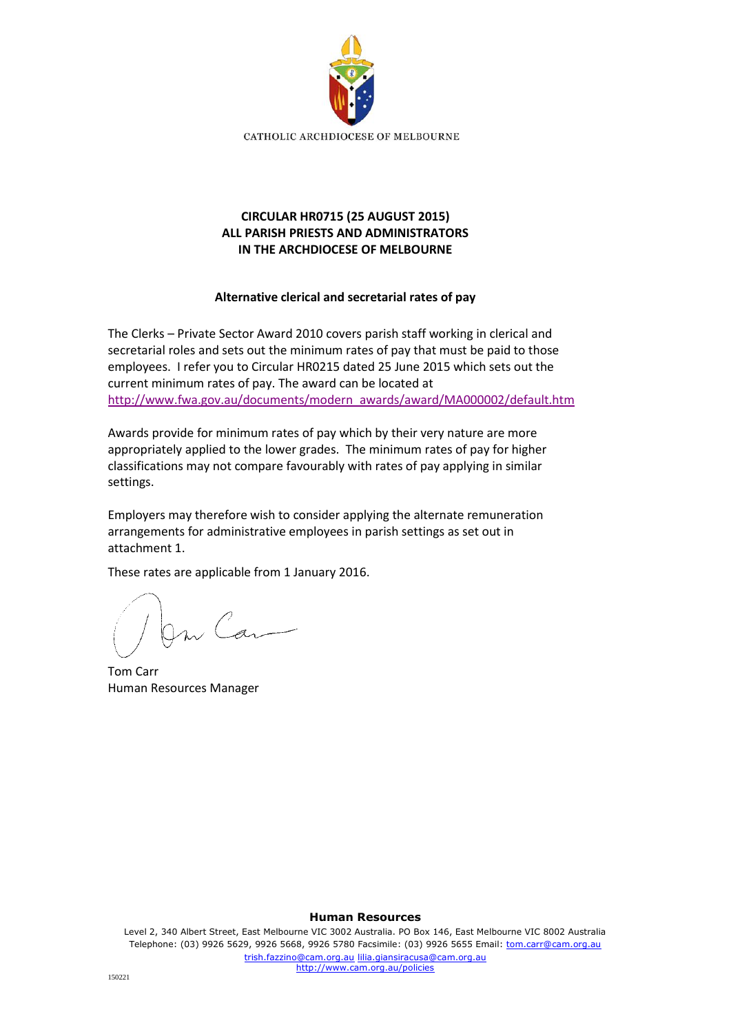CATHOLIC ARCHDIOCESE OF MELBOURNE

**CIRCULAR HR0715 (25 AUGUST 2015)**
**ALL PARISH PRIESTS AND ADMINISTRATORS**
**IN THE ARCHDIOCESE OF MELBOURNE**

**Alternative clerical and secretarial rates of pay**

The Clerks – Private Sector Award 2010 covers parish staff working in clerical and secretarial roles and sets out the minimum rates of pay that must be paid to those employees. I refer you to Circular HR0215 dated 25 June 2015 which sets out the current minimum rates of pay. The award can be located at http://www.fwa.gov.au/documents/modern_awards/award/MA000002/default.htm

Awards provide for minimum rates of pay which by their very nature are more appropriately applied to the lower grades. The minimum rates of pay for higher classifications may not compare favourably with rates of pay applying in similar settings.

Employers may therefore wish to consider applying the alternate remuneration arrangements for administrative employees in parish settings as set out in attachment 1.

These rates are applicable from 1 January 2016.

Tom Carr
Human Resources Manager

**Human Resources**

Level 2, 340 Albert Street, East Melbourne VIC 3002 Australia. PO Box 146, East Melbourne VIC 8002 Australia
Telephone: (03) 9926 5629, 9926 5668, 9926 5780 Facsimile: (03) 9926 5655 Email: tom.carr@cam.org.au
trish.fazzino@cam.org.au lilia.giansiracusa@cam.org.au
http://www.cam.org.au/policies

150221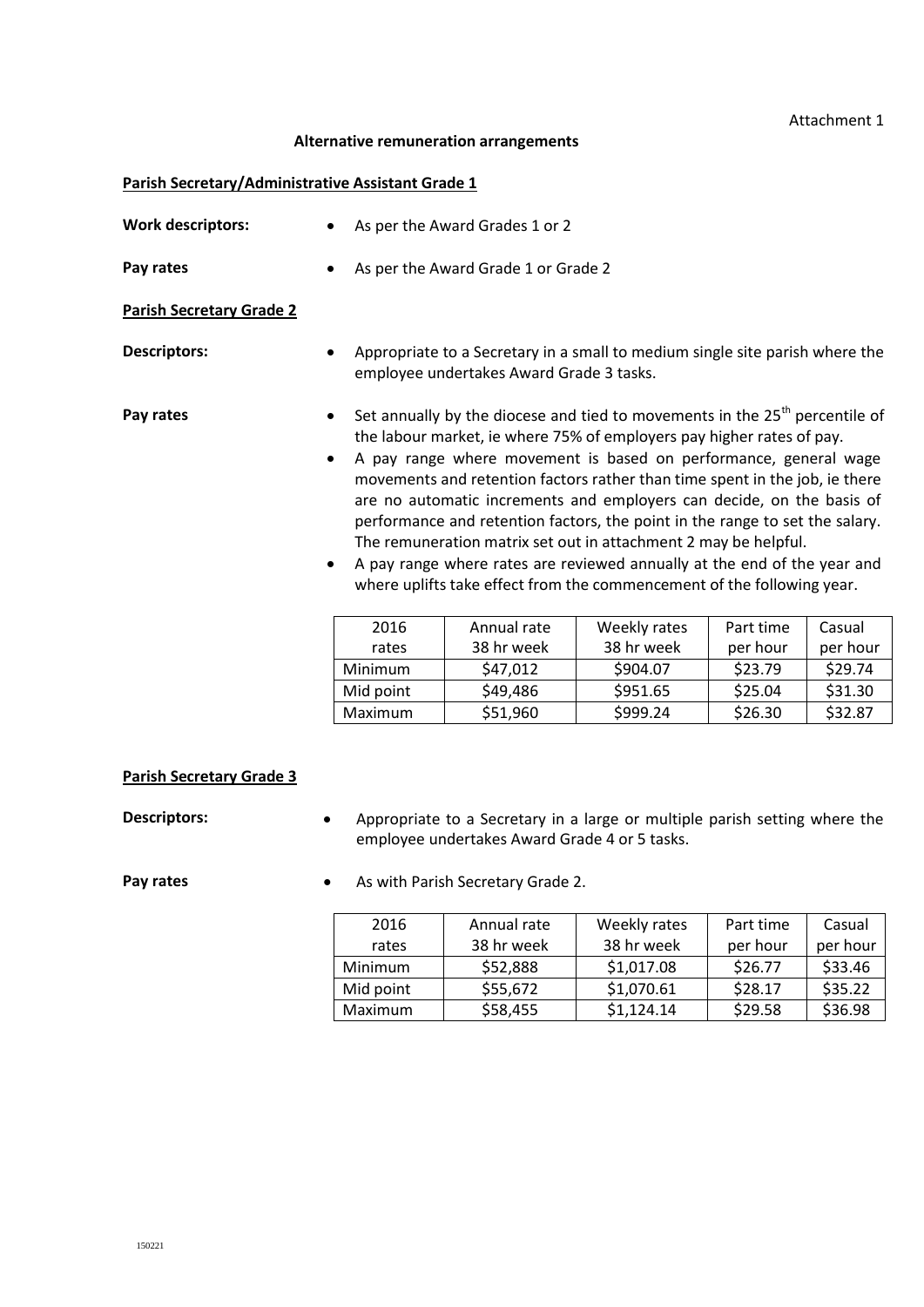Attachment 1

## Alternative remuneration arrangements

### Parish Secretary/Administrative Assistant Grade 1

**Work descriptors:**

- As per the Award Grades 1 or 2

**Pay rates**

- As per the Award Grade 1 or Grade 2

### Parish Secretary Grade 2

**Descriptors:**

- Appropriate to a Secretary in a small to medium single site parish where the employee undertakes Award Grade 3 tasks.

**Pay rates**

- Set annually by the diocese and tied to movements in the 25th percentile of the labour market, ie where 75% of employers pay higher rates of pay.
- A pay range where movement is based on performance, general wage movements and retention factors rather than time spent in the job, ie there are no automatic increments and employers can decide, on the basis of performance and retention factors, the point in the range to set the salary. The remuneration matrix set out in attachment 2 may be helpful.
- A pay range where rates are reviewed annually at the end of the year and where uplifts take effect from the commencement of the following year.

| 2016 rates | Annual rate 38 hr week | Weekly rates 38 hr week | Part time per hour | Casual per hour |
|---|---|---|---|---|
| Minimum | $47,012 | $904.07 | $23.79 | $29.74 |
| Mid point | $49,486 | $951.65 | $25.04 | $31.30 |
| Maximum | $51,960 | $999.24 | $26.30 | $32.87 |

### Parish Secretary Grade 3

**Descriptors:**

- Appropriate to a Secretary in a large or multiple parish setting where the employee undertakes Award Grade 4 or 5 tasks.

**Pay rates**

- As with Parish Secretary Grade 2.

| 2016 rates | Annual rate 38 hr week | Weekly rates 38 hr week | Part time per hour | Casual per hour |
|---|---|---|---|---|
| Minimum | $52,888 | $1,017.08 | $26.77 | $33.46 |
| Mid point | $55,672 | $1,070.61 | $28.17 | $35.22 |
| Maximum | $58,455 | $1,124.14 | $29.58 | $36.98 |

150221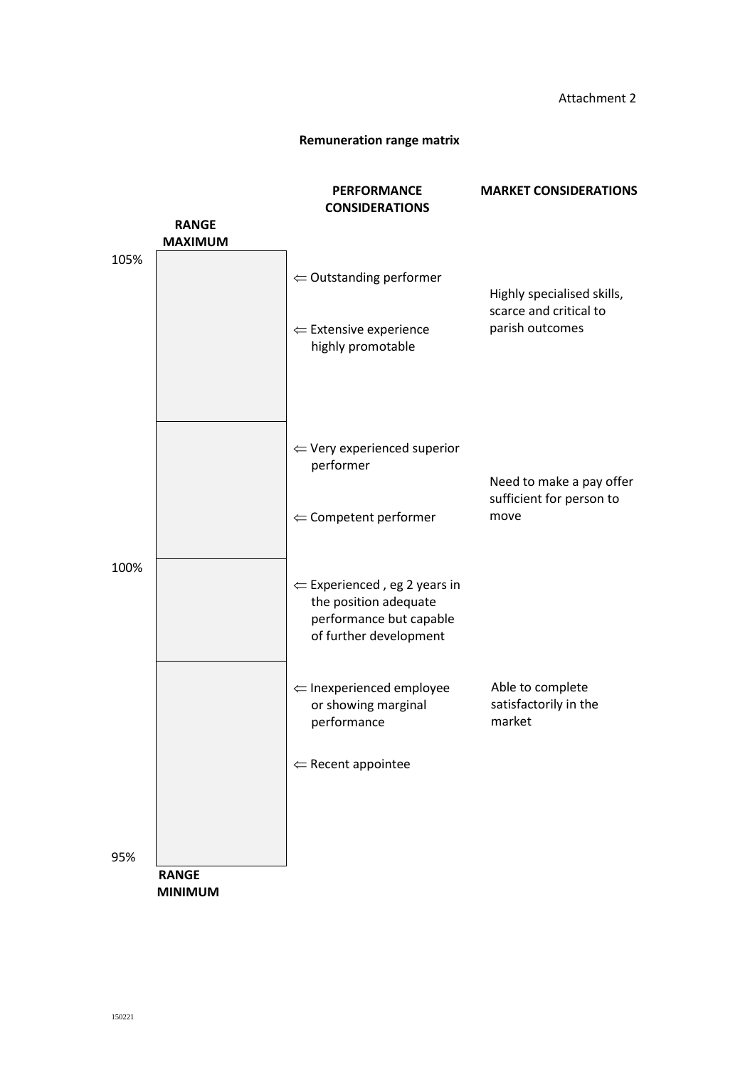Attachment 2

## Remuneration range matrix

**PERFORMANCE CONSIDERATIONS**

**MARKET CONSIDERATIONS**

**RANGE MAXIMUM**

105%

⇐ Outstanding performer

⇐ Extensive experience highly promotable

Highly specialised skills, scarce and critical to parish outcomes

⇐ Very experienced superior performer

⇐ Competent performer

Need to make a pay offer sufficient for person to move

100%

⇐ Experienced , eg 2 years in the position adequate performance but capable of further development

⇐ Inexperienced employee or showing marginal performance

⇐ Recent appointee

Able to complete satisfactorily in the market

95%

**RANGE MINIMUM**

150221